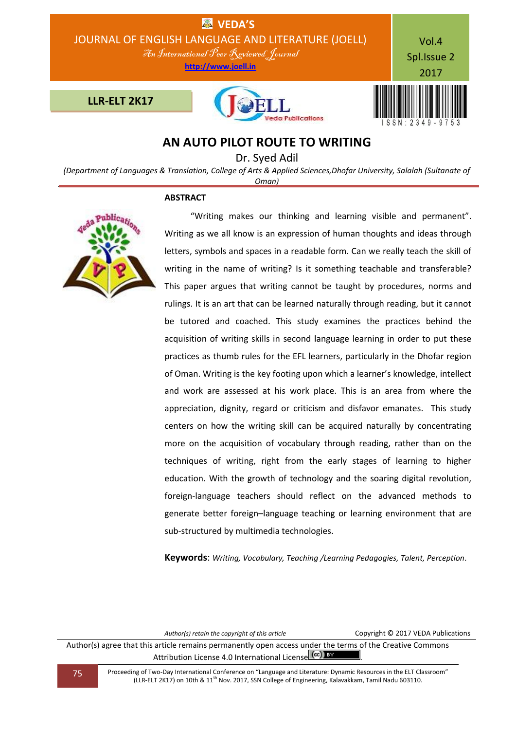# AN AUTO PILOT ROUTE TO WRITING

Dr. Syed Adil

*(Department of Languages & Translation, College of Arts & Applied Sciences,Dhofar University, Salalah (Sultanate of Oman)*

## ABSTRACT

"Writing makes our thinking and learning visible and permanent". Writing as we all know is an expression of human thoughts and ideas through letters, symbols and spaces in a readable form. Can we really teach the skill of writing in the name of writing? Is it something teachable and transferable? This paper argues that writing cannot be taught by procedures, norms and rulings. It is an art that can be learned naturally through reading, but it cannot be tutored and coached. This study examines the practices behind the acquisition of writing skills in second language learning in order to put these practices as thumb rules for the EFL learners, particularly in the Dhofar region of Oman. Writing is the key footing upon which a learner's knowledge, intellect and work are assessed at his work place. This is an area from where the appreciation, dignity, regard or criticism and disfavor emanates. This study centers on how the writing skill can be acquired naturally by concentrating more on the acquisition of vocabulary through reading, rather than on the techniques of writing, right from the early stages of learning to higher education. With the growth of technology and the soaring digital revolution, foreign-language teachers should reflect on the advanced methods to generate better foreign–language teaching or learning environment that are sub-structured by multimedia technologies.

**Keywords**: *Writing, Vocabulary, Teaching /Learning Pedagogies, Talent, Perception.*

*Author(s) retain the copyright of this article* Copyright © 2017 VEDA Publications

Author(s) agree that this article remains permanently open access under the terms of the Creative Commons Attribution License 4.0 International License.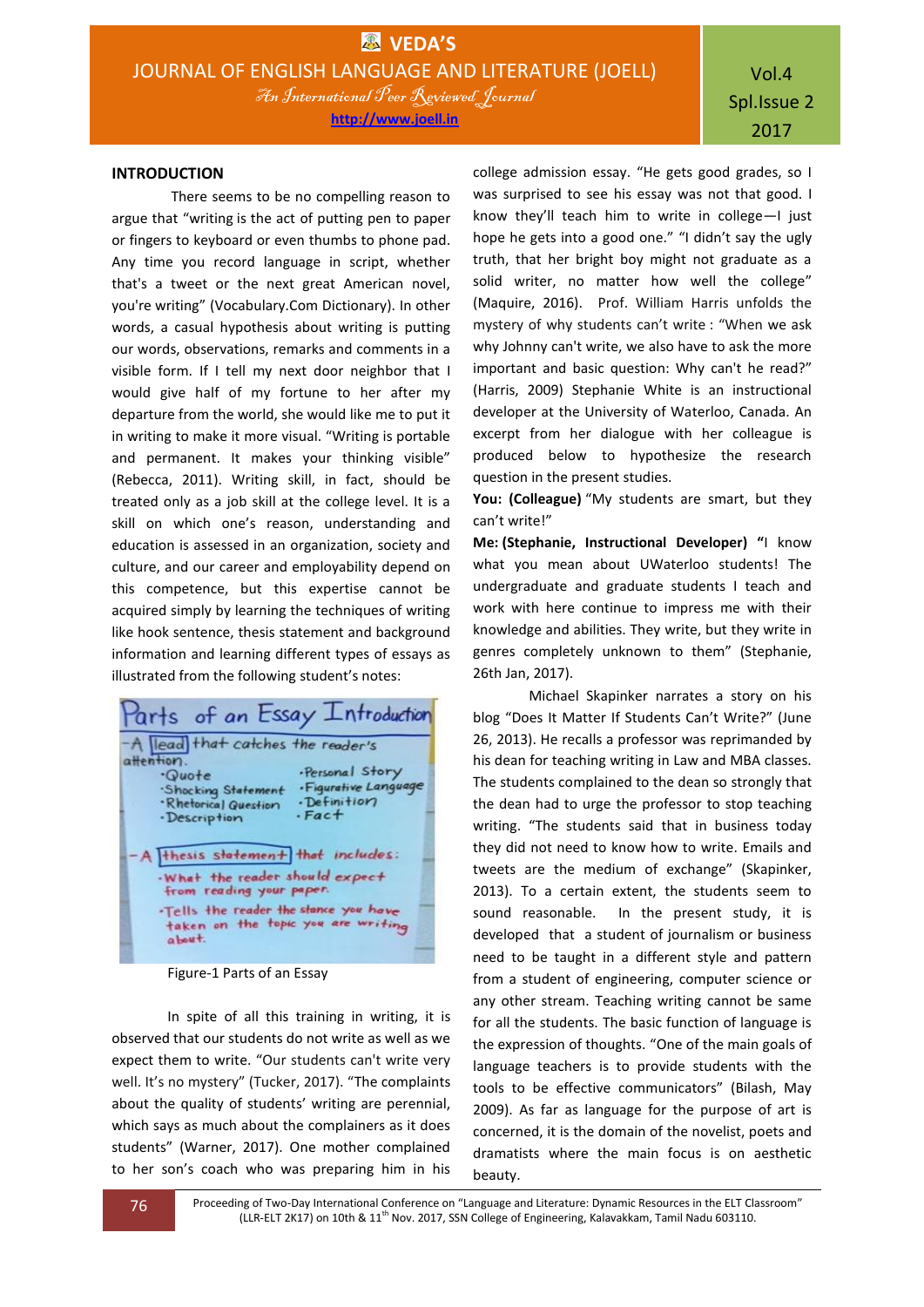## INTRODUCTION

There seems to be no compelling reason to argue that "writing is the act of putting pen to paper or fingers to keyboard or even thumbs to phone pad. Any time you record language in script, whether that's a tweet or the next great American novel, you're writing" (Vocabulary.Com Dictionary). In other words, a casual hypothesis about writing is putting our words, observations, remarks and comments in a visible form. If I tell my next door neighbor that I would give half of my fortune to her after my departure from the world, she would like me to put it in writing to make it more visual. "Writing is portable and permanent. It makes your thinking visible" (Rebecca, 2011). Writing skill, in fact, should be treated only as a job skill at the college level. It is a skill on which one's reason, understanding and education is assessed in an organization, society and culture, and our career and employability depend on this competence, but this expertise cannot be acquired simply by learning the techniques of writing like hook sentence, thesis statement and background information and learning different types of essays as illustrated from the following student's notes:

Parts of an Essay Introduction

- A lead that catches the reader's attention.
  - Quote
  - Shocking Statement
  - Rhetorical Question
  - Description
  - Personal Story
  - Figurative Language
  - Definition
  - Fact
- A thesis statement that includes:
  - What the reader should expect from reading your paper.
  - Tells the reader the stance you have taken on the topic you are writing about.

Figure-1 Parts of an Essay

In spite of all this training in writing, it is observed that our students do not write as well as we expect them to write. "Our students can't write very well. It's no mystery" (Tucker, 2017). "The complaints about the quality of students' writing are perennial, which says as much about the complainers as it does students" (Warner, 2017). One mother complained to her son's coach who was preparing him in his college admission essay. "He gets good grades, so I was surprised to see his essay was not that good. I know they'll teach him to write in college—I just hope he gets into a good one." "I didn't say the ugly truth, that her bright boy might not graduate as a solid writer, no matter how well the college" (Maquire, 2016). Prof. William Harris unfolds the mystery of why students can't write : "When we ask why Johnny can't write, we also have to ask the more important and basic question: Why can't he read?" (Harris, 2009) Stephanie White is an instructional developer at the University of Waterloo, Canada. An excerpt from her dialogue with her colleague is produced below to hypothesize the research question in the present studies.

**You: (Colleague)** "My students are smart, but they can't write!"

**Me: (Stephanie, Instructional Developer) "**I know what you mean about UWaterloo students! The undergraduate and graduate students I teach and work with here continue to impress me with their knowledge and abilities. They write, but they write in genres completely unknown to them" (Stephanie, 26th Jan, 2017).

Michael Skapinker narrates a story on his blog "Does It Matter If Students Can't Write?" (June 26, 2013). He recalls a professor was reprimanded by his dean for teaching writing in Law and MBA classes. The students complained to the dean so strongly that the dean had to urge the professor to stop teaching writing. "The students said that in business today they did not need to know how to write. Emails and tweets are the medium of exchange" (Skapinker, 2013). To a certain extent, the students seem to sound reasonable. In the present study, it is developed that a student of journalism or business need to be taught in a different style and pattern from a student of engineering, computer science or any other stream. Teaching writing cannot be same for all the students. The basic function of language is the expression of thoughts. "One of the main goals of language teachers is to provide students with the tools to be effective communicators" (Bilash, May 2009). As far as language for the purpose of art is concerned, it is the domain of the novelist, poets and dramatists where the main focus is on aesthetic beauty.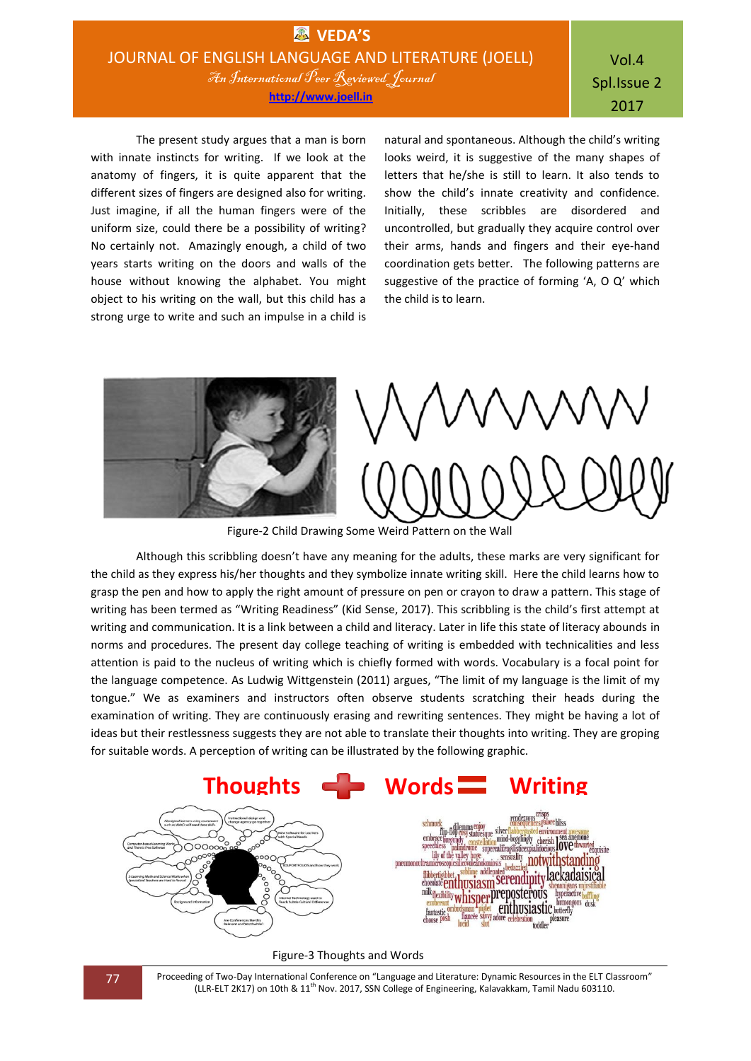The present study argues that a man is born with innate instincts for writing. If we look at the anatomy of fingers, it is quite apparent that the different sizes of fingers are designed also for writing. Just imagine, if all the human fingers were of the uniform size, could there be a possibility of writing? No certainly not. Amazingly enough, a child of two years starts writing on the doors and walls of the house without knowing the alphabet. You might object to his writing on the wall, but this child has a strong urge to write and such an impulse in a child is natural and spontaneous. Although the child's writing looks weird, it is suggestive of the many shapes of letters that he/she is still to learn. It also tends to show the child's innate creativity and confidence. Initially, these scribbles are disordered and uncontrolled, but gradually they acquire control over their arms, hands and fingers and their eye-hand coordination gets better. The following patterns are suggestive of the practice of forming 'A, O Q' which the child is to learn.

Figure-2 Child Drawing Some Weird Pattern on the Wall

Although this scribbling doesn't have any meaning for the adults, these marks are very significant for the child as they express his/her thoughts and they symbolize innate writing skill. Here the child learns how to grasp the pen and how to apply the right amount of pressure on pen or crayon to draw a pattern. This stage of writing has been termed as "Writing Readiness" (Kid Sense, 2017). This scribbling is the child's first attempt at writing and communication. It is a link between a child and literacy. Later in life this state of literacy abounds in norms and procedures. The present day college teaching of writing is embedded with technicalities and less attention is paid to the nucleus of writing which is chiefly formed with words. Vocabulary is a focal point for the language competence. As Ludwig Wittgenstein (2011) argues, "The limit of my language is the limit of my tongue." We as examiners and instructors often observe students scratching their heads during the examination of writing. They are continuously erasing and rewriting sentences. They might be having a lot of ideas but their restlessness suggests they are not able to translate their thoughts into writing. They are groping for suitable words. A perception of writing can be illustrated by the following graphic.

Thoughts + Words = Writing

Figure-3 Thoughts and Words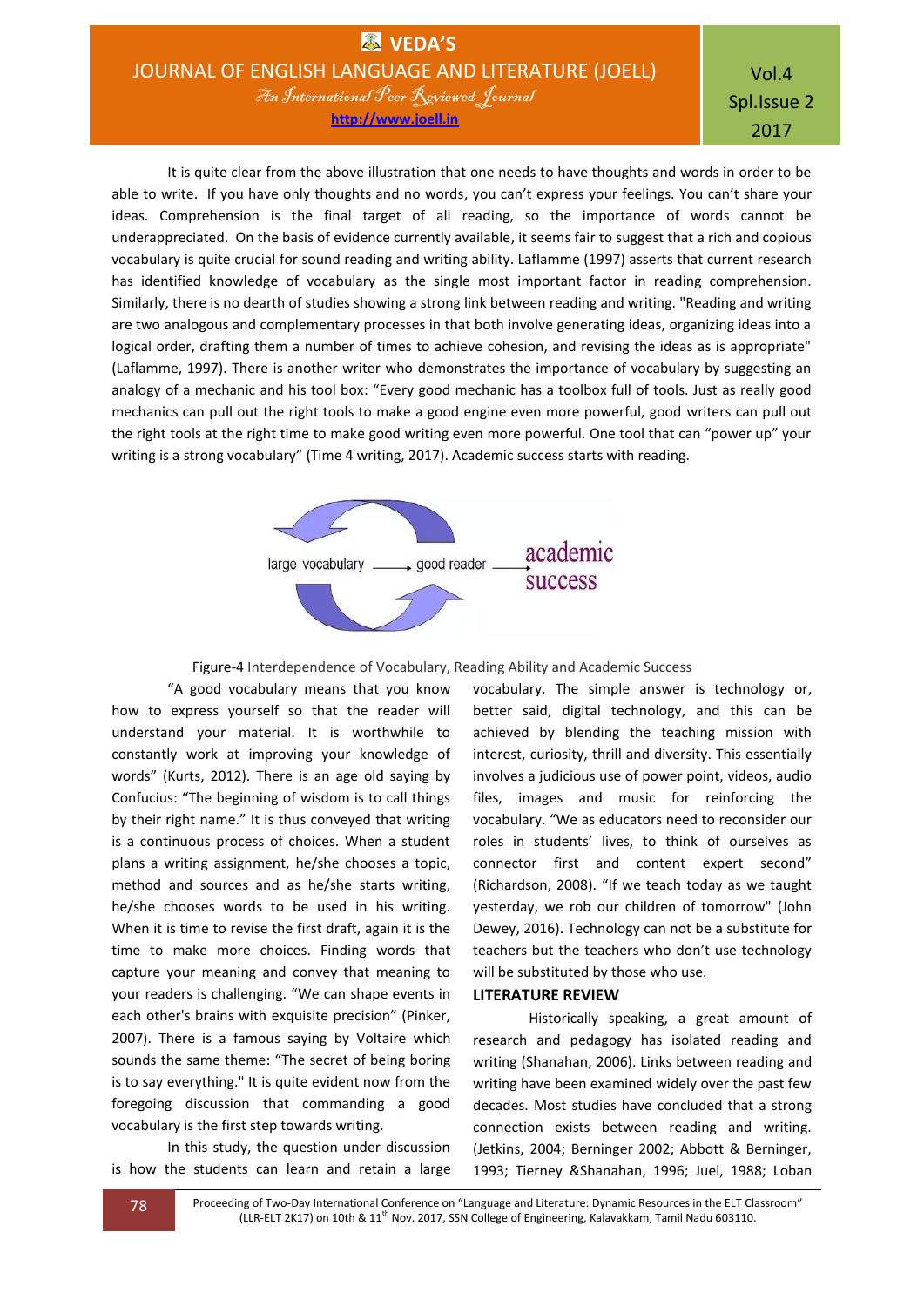It is quite clear from the above illustration that one needs to have thoughts and words in order to be able to write. If you have only thoughts and no words, you can't express your feelings. You can't share your ideas. Comprehension is the final target of all reading, so the importance of words cannot be underappreciated. On the basis of evidence currently available, it seems fair to suggest that a rich and copious vocabulary is quite crucial for sound reading and writing ability. Laflamme (1997) asserts that current research has identified knowledge of vocabulary as the single most important factor in reading comprehension. Similarly, there is no dearth of studies showing a strong link between reading and writing. "Reading and writing are two analogous and complementary processes in that both involve generating ideas, organizing ideas into a logical order, drafting them a number of times to achieve cohesion, and revising the ideas as is appropriate" (Laflamme, 1997). There is another writer who demonstrates the importance of vocabulary by suggesting an analogy of a mechanic and his tool box: "Every good mechanic has a toolbox full of tools. Just as really good mechanics can pull out the right tools to make a good engine even more powerful, good writers can pull out the right tools at the right time to make good writing even more powerful. One tool that can "power up" your writing is a strong vocabulary" (Time 4 writing, 2017). Academic success starts with reading.

large vocabulary → good reader → academic success

Figure-4 Interdependence of Vocabulary, Reading Ability and Academic Success

"A good vocabulary means that you know how to express yourself so that the reader will understand your material. It is worthwhile to constantly work at improving your knowledge of words" (Kurts, 2012). There is an age old saying by Confucius: "The beginning of wisdom is to call things by their right name." It is thus conveyed that writing is a continuous process of choices. When a student plans a writing assignment, he/she chooses a topic, method and sources and as he/she starts writing, he/she chooses words to be used in his writing. When it is time to revise the first draft, again it is the time to make more choices. Finding words that capture your meaning and convey that meaning to your readers is challenging. "We can shape events in each other's brains with exquisite precision" (Pinker, 2007). There is a famous saying by Voltaire which sounds the same theme: "The secret of being boring is to say everything." It is quite evident now from the foregoing discussion that commanding a good vocabulary is the first step towards writing.

In this study, the question under discussion is how the students can learn and retain a large vocabulary. The simple answer is technology or, better said, digital technology, and this can be achieved by blending the teaching mission with interest, curiosity, thrill and diversity. This essentially involves a judicious use of power point, videos, audio files, images and music for reinforcing the vocabulary. "We as educators need to reconsider our roles in students' lives, to think of ourselves as connector first and content expert second" (Richardson, 2008). "If we teach today as we taught yesterday, we rob our children of tomorrow" (John Dewey, 2016). Technology can not be a substitute for teachers but the teachers who don't use technology will be substituted by those who use.

## LITERATURE REVIEW

Historically speaking, a great amount of research and pedagogy has isolated reading and writing (Shanahan, 2006). Links between reading and writing have been examined widely over the past few decades. Most studies have concluded that a strong connection exists between reading and writing. (Jetkins, 2004; Berninger 2002; Abbott & Berninger, 1993; Tierney &Shanahan, 1996; Juel, 1988; Loban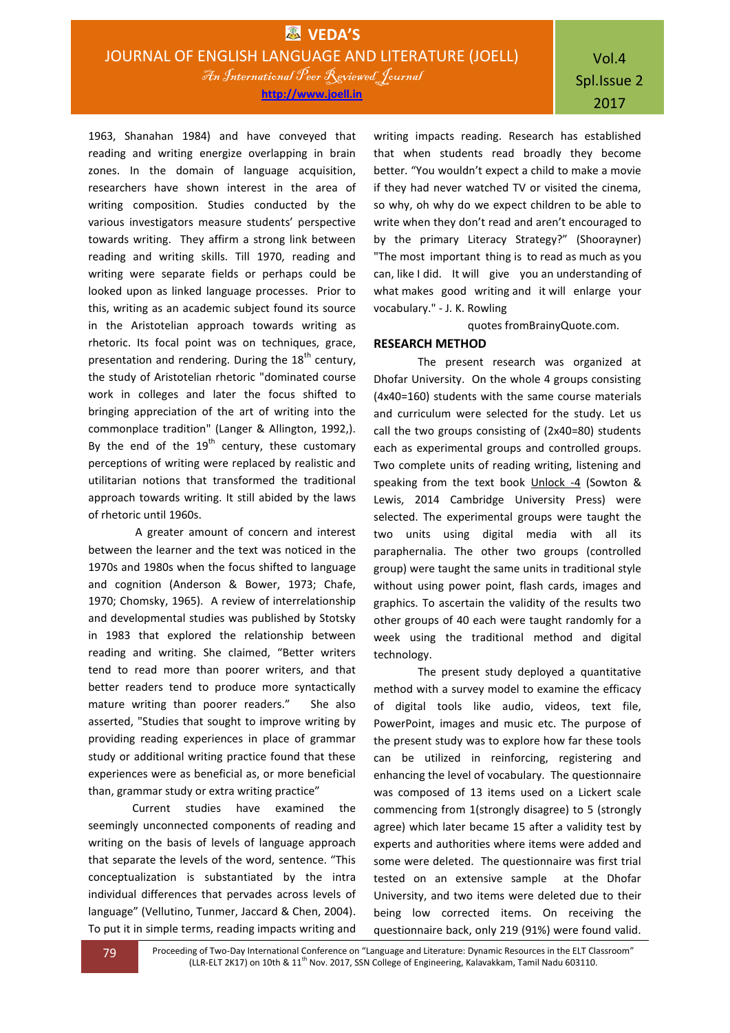1963, Shanahan 1984) and have conveyed that reading and writing energize overlapping in brain zones. In the domain of language acquisition, researchers have shown interest in the area of writing composition. Studies conducted by the various investigators measure students' perspective towards writing. They affirm a strong link between reading and writing skills. Till 1970, reading and writing were separate fields or perhaps could be looked upon as linked language processes. Prior to this, writing as an academic subject found its source in the Aristotelian approach towards writing as rhetoric. Its focal point was on techniques, grace, presentation and rendering. During the 18th century, the study of Aristotelian rhetoric "dominated course work in colleges and later the focus shifted to bringing appreciation of the art of writing into the commonplace tradition" (Langer & Allington, 1992,). By the end of the 19th century, these customary perceptions of writing were replaced by realistic and utilitarian notions that transformed the traditional approach towards writing. It still abided by the laws of rhetoric until 1960s.

A greater amount of concern and interest between the learner and the text was noticed in the 1970s and 1980s when the focus shifted to language and cognition (Anderson & Bower, 1973; Chafe, 1970; Chomsky, 1965). A review of interrelationship and developmental studies was published by Stotsky in 1983 that explored the relationship between reading and writing. She claimed, "Better writers tend to read more than poorer writers, and that better readers tend to produce more syntactically mature writing than poorer readers." She also asserted, "Studies that sought to improve writing by providing reading experiences in place of grammar study or additional writing practice found that these experiences were as beneficial as, or more beneficial than, grammar study or extra writing practice"

Current studies have examined the seemingly unconnected components of reading and writing on the basis of levels of language approach that separate the levels of the word, sentence. "This conceptualization is substantiated by the intra individual differences that pervades across levels of language" (Vellutino, Tunmer, Jaccard & Chen, 2004). To put it in simple terms, reading impacts writing and writing impacts reading. Research has established that when students read broadly they become better. "You wouldn't expect a child to make a movie if they had never watched TV or visited the cinema, so why, oh why do we expect children to be able to write when they don't read and aren't encouraged to by the primary Literacy Strategy?" (Shoorayner) "The most important thing is to read as much as you can, like I did. It will give you an understanding of what makes good writing and it will enlarge your vocabulary." - J. K. Rowling

quotes fromBrainyQuote.com.

## RESEARCH METHOD

The present research was organized at Dhofar University. On the whole 4 groups consisting (4x40=160) students with the same course materials and curriculum were selected for the study. Let us call the two groups consisting of (2x40=80) students each as experimental groups and controlled groups. Two complete units of reading writing, listening and speaking from the text book Unlock -4 (Sowton & Lewis, 2014 Cambridge University Press) were selected. The experimental groups were taught the two units using digital media with all its paraphernalia. The other two groups (controlled group) were taught the same units in traditional style without using power point, flash cards, images and graphics. To ascertain the validity of the results two other groups of 40 each were taught randomly for a week using the traditional method and digital technology.

The present study deployed a quantitative method with a survey model to examine the efficacy of digital tools like audio, videos, text file, PowerPoint, images and music etc. The purpose of the present study was to explore how far these tools can be utilized in reinforcing, registering and enhancing the level of vocabulary. The questionnaire was composed of 13 items used on a Lickert scale commencing from 1(strongly disagree) to 5 (strongly agree) which later became 15 after a validity test by experts and authorities where items were added and some were deleted. The questionnaire was first trial tested on an extensive sample at the Dhofar University, and two items were deleted due to their being low corrected items. On receiving the questionnaire back, only 219 (91%) were found valid.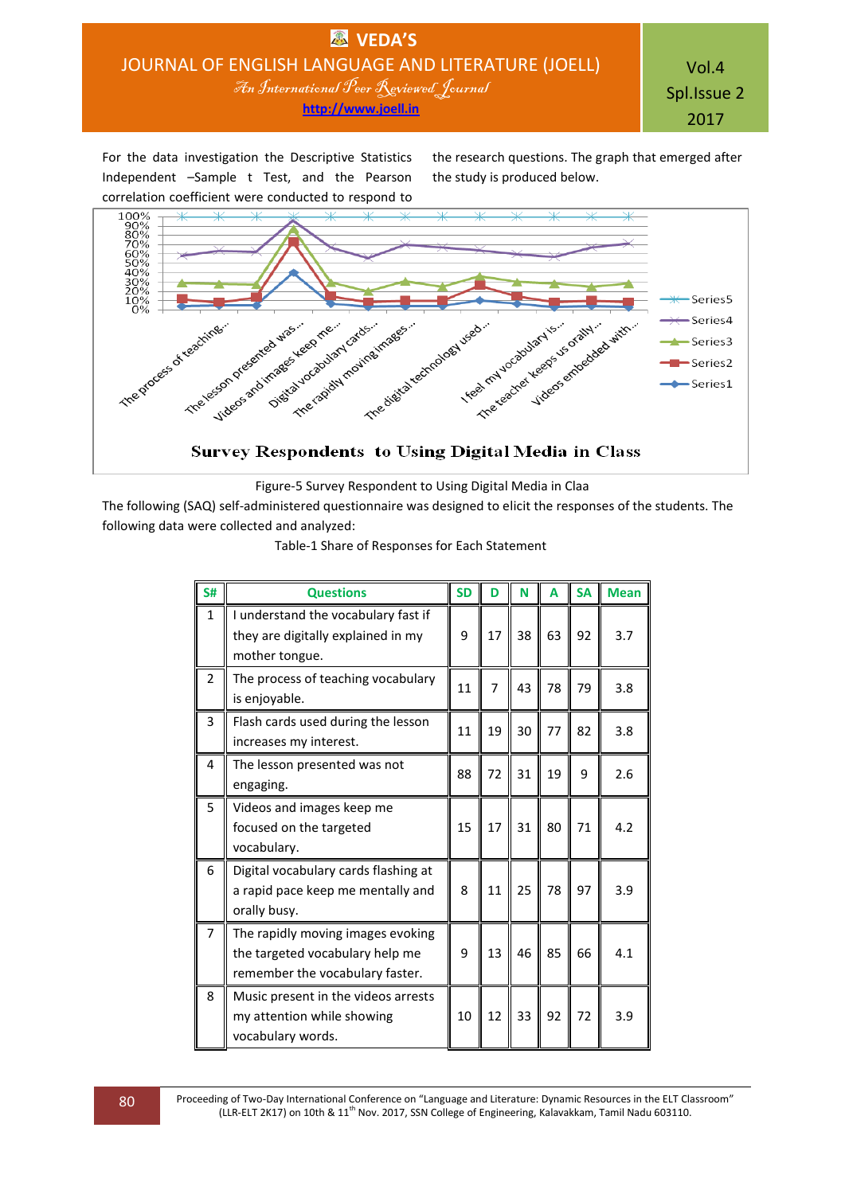For the data investigation the Descriptive Statistics Independent –Sample t Test, and the Pearson correlation coefficient were conducted to respond to the research questions. The graph that emerged after the study is produced below.

100%
90%
80%
70%
60%
50%
40%
30%
20%
10%
0%

The process of teaching...
The lesson presented was...
Videos and images keep me...
Digital vocabulary cards...
The rapidly moving images...
The digital technology used...
I feel my vocabulary is...
The teacher keeps us orally...
Videos embedded with...

Series5
Series4
Series3
Series2
Series1

**Survey Respondents to Using Digital Media in Class**

Figure-5 Survey Respondent to Using Digital Media in Claa

The following (SAQ) self-administered questionnaire was designed to elicit the responses of the students. The following data were collected and analyzed:

Table-1 Share of Responses for Each Statement

| S# | Questions | SD | D | N | A | SA | Mean |
|---|---|---|---|---|---|---|---|
| 1 | I understand the vocabulary fast if they are digitally explained in my mother tongue. | 9 | 17 | 38 | 63 | 92 | 3.7 |
| 2 | The process of teaching vocabulary is enjoyable. | 11 | 7 | 43 | 78 | 79 | 3.8 |
| 3 | Flash cards used during the lesson increases my interest. | 11 | 19 | 30 | 77 | 82 | 3.8 |
| 4 | The lesson presented was not engaging. | 88 | 72 | 31 | 19 | 9 | 2.6 |
| 5 | Videos and images keep me focused on the targeted vocabulary. | 15 | 17 | 31 | 80 | 71 | 4.2 |
| 6 | Digital vocabulary cards flashing at a rapid pace keep me mentally and orally busy. | 8 | 11 | 25 | 78 | 97 | 3.9 |
| 7 | The rapidly moving images evoking the targeted vocabulary help me remember the vocabulary faster. | 9 | 13 | 46 | 85 | 66 | 4.1 |
| 8 | Music present in the videos arrests my attention while showing vocabulary words. | 10 | 12 | 33 | 92 | 72 | 3.9 |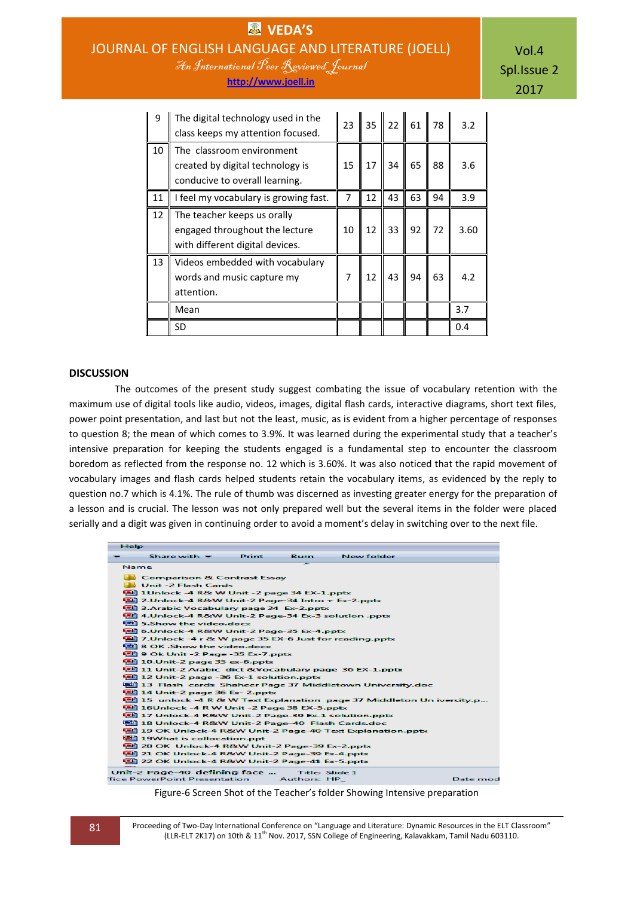| | | | | | | | |
|---|---|---|---|---|---|---|---|
| 9 | The digital technology used in the class keeps my attention focused. | 23 | 35 | 22 | 61 | 78 | 3.2 |
| 10 | The classroom environment created by digital technology is conducive to overall learning. | 15 | 17 | 34 | 65 | 88 | 3.6 |
| 11 | I feel my vocabulary is growing fast. | 7 | 12 | 43 | 63 | 94 | 3.9 |
| 12 | The teacher keeps us orally engaged throughout the lecture with different digital devices. | 10 | 12 | 33 | 92 | 72 | 3.60 |
| 13 | Videos embedded with vocabulary words and music capture my attention. | 7 | 12 | 43 | 94 | 63 | 4.2 |
| | Mean | | | | | | 3.7 |
| | SD | | | | | | 0.4 |

## DISCUSSION

The outcomes of the present study suggest combating the issue of vocabulary retention with the maximum use of digital tools like audio, videos, images, digital flash cards, interactive diagrams, short text files, power point presentation, and last but not the least, music, as is evident from a higher percentage of responses to question 8; the mean of which comes to 3.9%. It was learned during the experimental study that a teacher's intensive preparation for keeping the students engaged is a fundamental step to encounter the classroom boredom as reflected from the response no. 12 which is 3.60%. It was also noticed that the rapid movement of vocabulary images and flash cards helped students retain the vocabulary items, as evidenced by the reply to question no.7 which is 4.1%. The rule of thumb was discerned as investing greater energy for the preparation of a lesson and is crucial. The lesson was not only prepared well but the several items in the folder were placed serially and a digit was given in continuing order to avoid a moment's delay in switching over to the next file.

Figure-6 Screen Shot of the Teacher's folder Showing Intensive preparation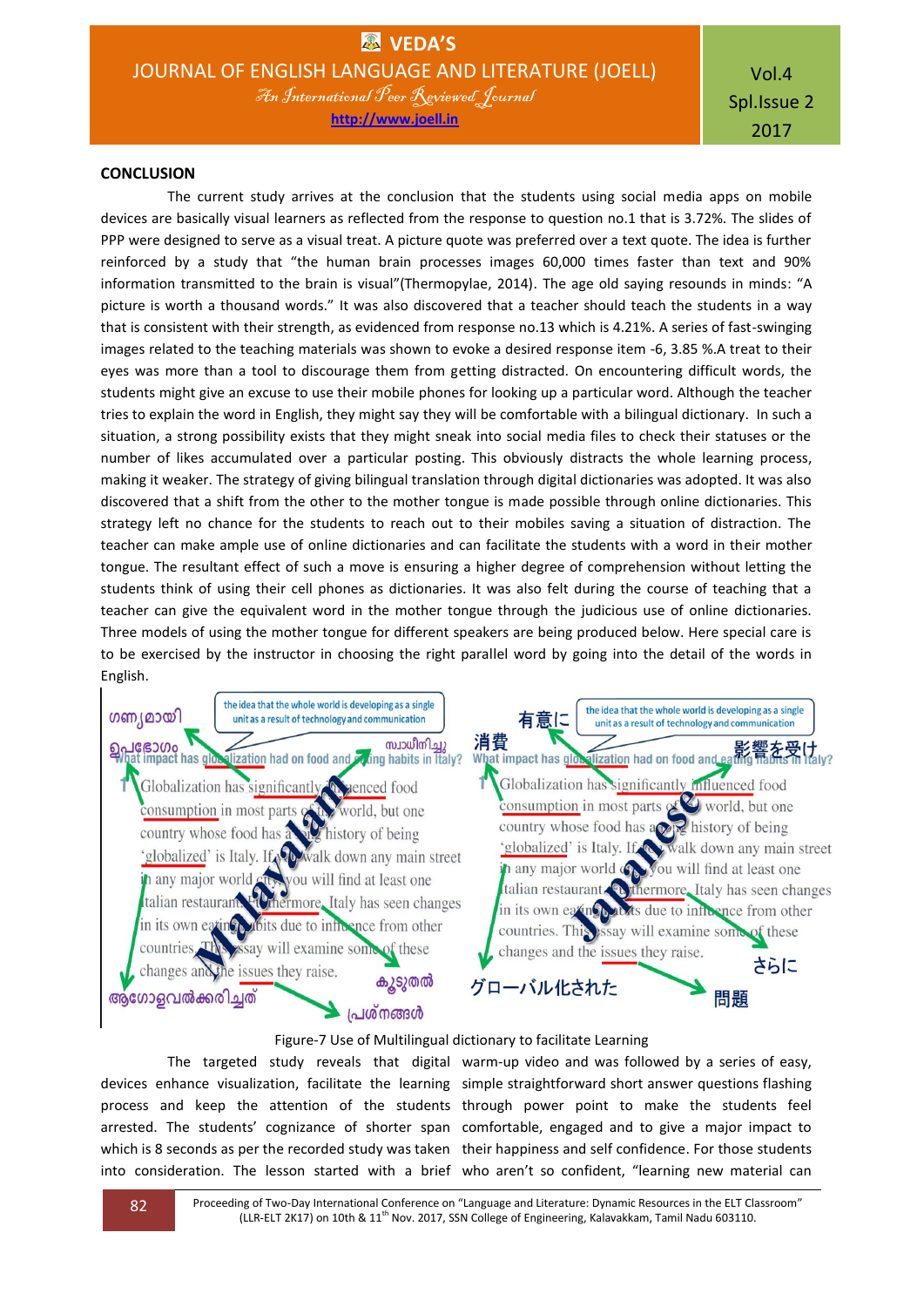## CONCLUSION

The current study arrives at the conclusion that the students using social media apps on mobile devices are basically visual learners as reflected from the response to question no.1 that is 3.72%. The slides of PPP were designed to serve as a visual treat. A picture quote was preferred over a text quote. The idea is further reinforced by a study that "the human brain processes images 60,000 times faster than text and 90% information transmitted to the brain is visual"(Thermopylae, 2014). The age old saying resounds in minds: "A picture is worth a thousand words." It was also discovered that a teacher should teach the students in a way that is consistent with their strength, as evidenced from response no.13 which is 4.21%. A series of fast-swinging images related to the teaching materials was shown to evoke a desired response item -6, 3.85 %.A treat to their eyes was more than a tool to discourage them from getting distracted. On encountering difficult words, the students might give an excuse to use their mobile phones for looking up a particular word. Although the teacher tries to explain the word in English, they might say they will be comfortable with a bilingual dictionary. In such a situation, a strong possibility exists that they might sneak into social media files to check their statuses or the number of likes accumulated over a particular posting. This obviously distracts the whole learning process, making it weaker. The strategy of giving bilingual translation through digital dictionaries was adopted. It was also discovered that a shift from the other to the mother tongue is made possible through online dictionaries. This strategy left no chance for the students to reach out to their mobiles saving a situation of distraction. The teacher can make ample use of online dictionaries and can facilitate the students with a word in their mother tongue. The resultant effect of such a move is ensuring a higher degree of comprehension without letting the students think of using their cell phones as dictionaries. It was also felt during the course of teaching that a teacher can give the equivalent word in the mother tongue through the judicious use of online dictionaries. Three models of using the mother tongue for different speakers are being produced below. Here special care is to be exercised by the instructor in choosing the right parallel word by going into the detail of the words in English.

Figure-7 Use of Multilingual dictionary to facilitate Learning

The targeted study reveals that digital devices enhance visualization, facilitate the learning process and keep the attention of the students arrested. The students' cognizance of shorter span which is 8 seconds as per the recorded study was taken into consideration. The lesson started with a brief warm-up video and was followed by a series of easy, simple straightforward short answer questions flashing through power point to make the students feel comfortable, engaged and to give a major impact to their happiness and self confidence. For those students who aren't so confident, "learning new material can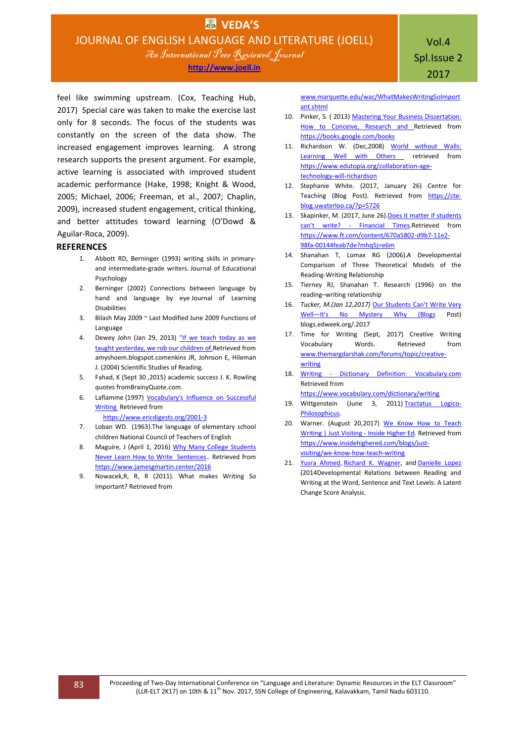feel like swimming upstream. (Cox, Teaching Hub, 2017) Special care was taken to make the exercise last only for 8 seconds. The focus of the students was constantly on the screen of the data show. The increased engagement improves learning. A strong research supports the present argument. For example, active learning is associated with improved student academic performance (Hake, 1998; Knight & Wood, 2005; Michael, 2006; Freeman, et al., 2007; Chaplin, 2009), increased student engagement, critical thinking, and better attitudes toward learning (O'Dowd & Aguilar-Roca, 2009).

## REFERENCES

1. Abbott RD, Berninger (1993) writing skills in primary- and intermediate-grade writers. Journal of Educational Psychology
2. Berninger (2002) Connections between language by hand and language by eye Journal of Learning Disabilities
3. Bilash May 2009 ~ Last Modified June 2009 Functions of Language
4. Dewey John (Jan 29, 2013) "If we teach today as we taught yesterday, we rob our children of.Retrieved from amyshoem.blogspot.comenkins JR, Johnson E, Hileman J. (2004) Scientific Studies of Reading.
5. Fahad, K (Sept 30 ,2015) academic success J. K. Rowling quotes fromBrainyQuote.com.
6. Laflamme (1997) Vocabulary's Influence on Successful Writing Retrieved from https://www.ericdigests.org/2001-3
7. Loban WD. (1963).The language of elementary school children National Council of Teachers of English
8. Maguire, J (April 1, 2016) Why Many College Students Never Learn How to Write Sentences.. Retrieved from https://www.jamesgmartin.center/2016
9. Nowacek,R, R, R (2011). What makes Writing So Important? Retrieved from www.marquette.edu/wac/WhatMakesWritingSoImportant.shtml
10. Pinker, S. ( 2013) Mastering Your Business Dissertation: How to Conceive, Research and Retrieved from https://books.google.com/books
11. Richardson W. (Dec,2008) World without Walls: Learning Well with Others retrieved from https://www.edutopia.org/collaboration-age-technology-will-richardson
12. Stephanie White. (2017, January 26) Centre for Teaching (Blog Post). Retrieved from https://cte-blog.uwaterloo.ca/?p=5726
13. Skapinker, M. (2017, June 26).Does it matter if students can't write? - Financial Times.Retrieved from https://www.ft.com/content/670a5802-d9b7-11e2-98fa-00144feab7de?mhq5j=e6m
14. Shanahan T, Lomax RG (2006).A Developmental Comparison of Three Theoretical Models of the Reading-Writing Relationship
15. Tierney RJ, Shanahan T. Research (1996) on the reading–writing relationship
16. *Tucker, M.(Jan 12,2017)* Our Students Can't Write Very Well—It's No Mystery Why (Blogs Post) blogs.edweek.org/.2017
17. Time for Writing (Sept, 2017) Creative Writing Vocabulary Words. Retrieved from www.themargdarshak.com/forums/topic/creative-writing
18. Writing - Dictionary Definition: Vocabulary.com Retrieved from https://www.vocabulary.com/dictionary/writing
19. Wittgenstein (June 3, 2011) Tractatus Logico-Philosophicus.
20. Warner. (August 20,2017) We Know How to Teach Writing | Just Visiting - Inside Higher Ed. Retrieved from https://www.insidehighered.com/blogs/just-visiting/we-know-how-teach-writing
21. Yusra Ahmed, Richard K. Wagner, and Danielle Lopez (2014Developmental Relations between Reading and Writing at the Word, Sentence and Text Levels: A Latent Change Score Analysis.